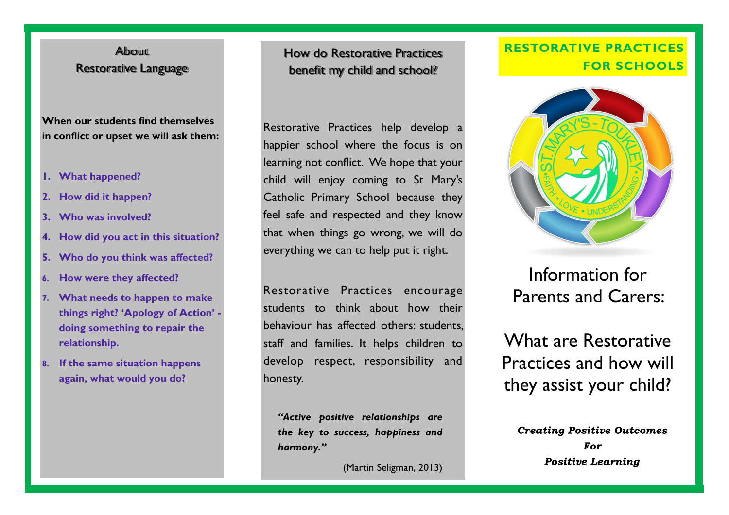## About Restorative Language

**When our students find themselves in conflict or upset we will ask them:**

1. **What happened?**
2. **How did it happen?**
3. **Who was involved?**
4. **How did you act in this situation?**
5. **Who do you think was affected?**
6. **How were they affected?**
7. **What needs to happen to make things right? 'Apology of Action' - doing something to repair the relationship.**
8. **If the same situation happens again, what would you do?**

## How do Restorative Practices benefit my child and school?

Restorative Practices help develop a happier school where the focus is on learning not conflict. We hope that your child will enjoy coming to St Mary's Catholic Primary School because they feel safe and respected and they know that when things go wrong, we will do everything we can to help put it right.

Restorative Practices encourage students to think about how their behaviour has affected others: students, staff and families. It helps children to develop respect, responsibility and honesty.

***"Active positive relationships are the key to success, happiness and harmony."***

(Martin Seligman, 2013)

# RESTORATIVE PRACTICES FOR SCHOOLS

ST. MARY'S - TOUKLEY
FAITH • LOVE • UNDERSTANDING

Information for Parents and Carers:

What are Restorative Practices and how will they assist your child?

***Creating Positive Outcomes For Positive Learning***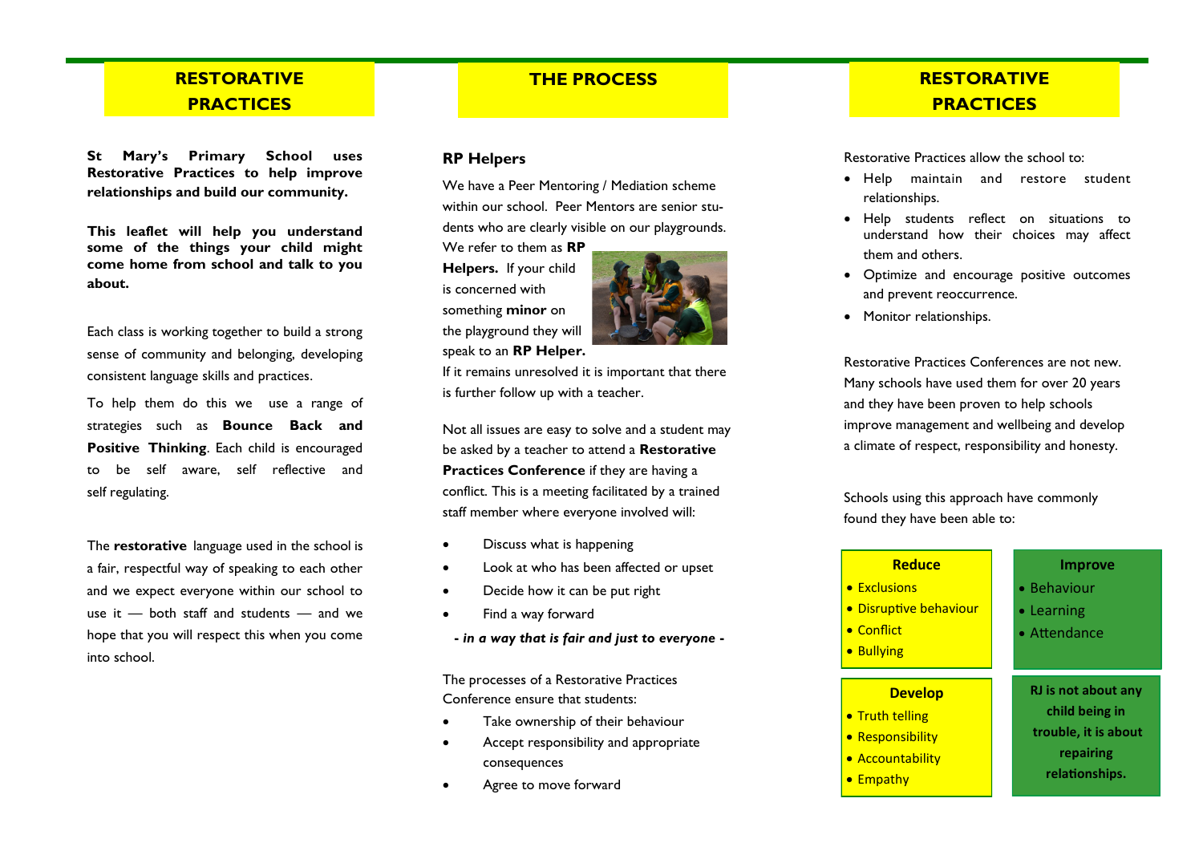## RESTORATIVE PRACTICES

**St Mary's Primary School uses Restorative Practices to help improve relationships and build our community.**

**This leaflet will help you understand some of the things your child might come home from school and talk to you about.**

Each class is working together to build a strong sense of community and belonging, developing consistent language skills and practices.

To help them do this we use a range of strategies such as **Bounce Back and Positive Thinking**. Each child is encouraged to be self aware, self reflective and self regulating.

The **restorative** language used in the school is a fair, respectful way of speaking to each other and we expect everyone within our school to use it — both staff and students — and we hope that you will respect this when you come into school.

## THE PROCESS

### RP Helpers

We have a Peer Mentoring / Mediation scheme within our school. Peer Mentors are senior students who are clearly visible on our playgrounds. We refer to them as **RP Helpers.** If your child is concerned with something **minor** on the playground they will speak to an **RP Helper.** If it remains unresolved it is important that there is further follow up with a teacher.

Not all issues are easy to solve and a student may be asked by a teacher to attend a **Restorative Practices Conference** if they are having a conflict. This is a meeting facilitated by a trained staff member where everyone involved will:

- Discuss what is happening
- Look at who has been affected or upset
- Decide how it can be put right
- Find a way forward

***- in a way that is fair and just to everyone -***

The processes of a Restorative Practices Conference ensure that students:

- Take ownership of their behaviour
- Accept responsibility and appropriate consequences
- Agree to move forward

## RESTORATIVE PRACTICES

Restorative Practices allow the school to:

- Help maintain and restore student relationships.
- Help students reflect on situations to understand how their choices may affect them and others.
- Optimize and encourage positive outcomes and prevent reoccurrence.
- Monitor relationships.

Restorative Practices Conferences are not new. Many schools have used them for over 20 years and they have been proven to help schools improve management and wellbeing and develop a climate of respect, responsibility and honesty.

Schools using this approach have commonly found they have been able to:

**Reduce**
- Exclusions
- Disruptive behaviour
- Conflict
- Bullying

**Improve**
- Behaviour
- Learning
- Attendance

**Develop**
- Truth telling
- Responsibility
- Accountability
- Empathy

**RJ is not about any child being in trouble, it is about repairing relationships.**